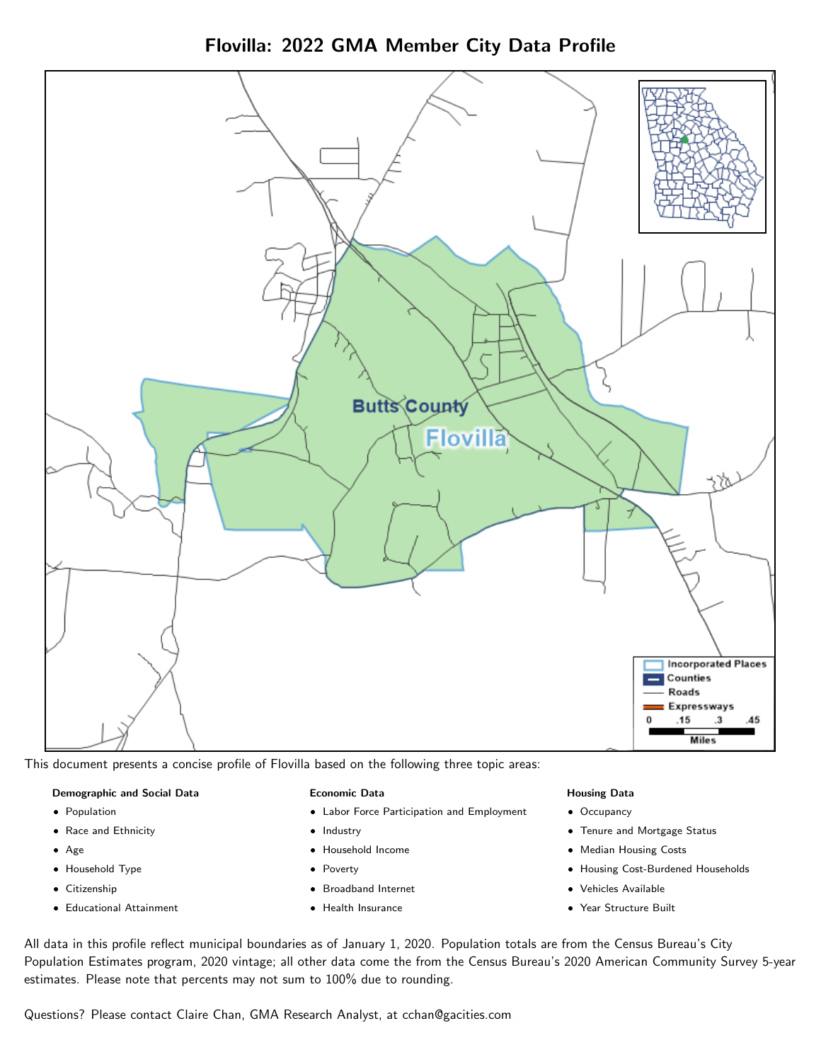# Flovilla: 2022 GMA Member City Data Profile

This document presents a concise profile of Flovilla based on the following three topic areas:

**Demographic and Social Data**

- Population
- Race and Ethnicity
- Age
- Household Type
- Citizenship
- Educational Attainment

**Economic Data**

- Labor Force Participation and Employment
- Industry
- Household Income
- Poverty
- Broadband Internet
- Health Insurance

**Housing Data**

- Occupancy
- Tenure and Mortgage Status
- Median Housing Costs
- Housing Cost-Burdened Households
- Vehicles Available
- Year Structure Built

All data in this profile reflect municipal boundaries as of January 1, 2020. Population totals are from the Census Bureau's City Population Estimates program, 2020 vintage; all other data come the from the Census Bureau's 2020 American Community Survey 5-year estimates. Please note that percents may not sum to 100% due to rounding.

Questions? Please contact Claire Chan, GMA Research Analyst, at cchan@gacities.com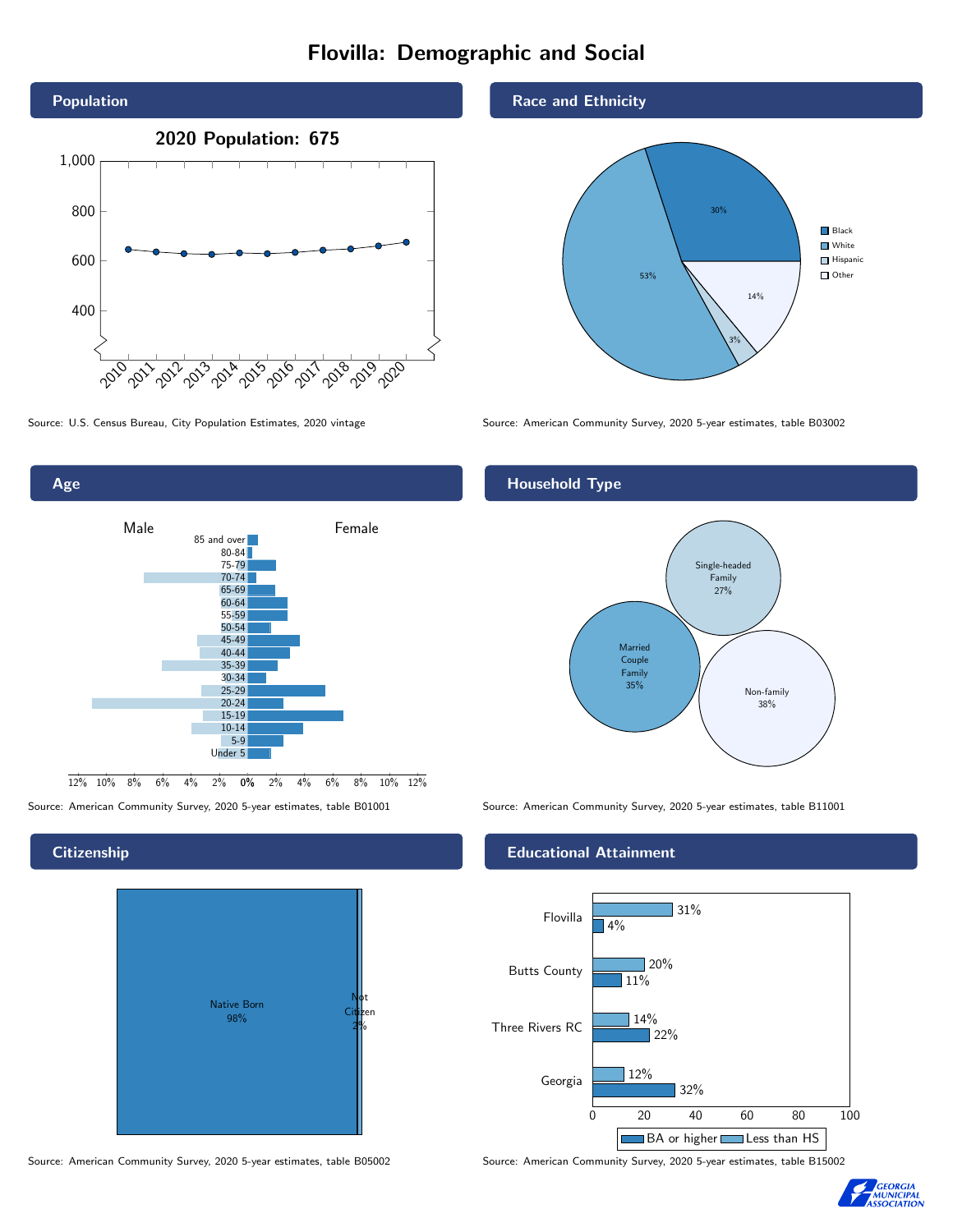# Flovilla: Demographic and Social

## Population

**2020 Population: 675**

Source: U.S. Census Bureau, City Population Estimates, 2020 vintage

## Race and Ethnicity

| Race/Ethnicity | Percent |
| --- | --- |
| Black | 30% |
| White | 53% |
| Hispanic | 3% |
| Other | 14% |

Source: American Community Survey, 2020 5-year estimates, table B03002

## Age

Male / Female

Age groups: 85 and over, 80-84, 75-79, 70-74, 65-69, 60-64, 55-59, 50-54, 45-49, 40-44, 35-39, 30-34, 25-29, 20-24, 15-19, 10-14, 5-9, Under 5

Source: American Community Survey, 2020 5-year estimates, table B01001

## Household Type

| Household Type | Percent |
| --- | --- |
| Single-headed Family | 27% |
| Married Couple Family | 35% |
| Non-family | 38% |

Source: American Community Survey, 2020 5-year estimates, table B11001

## Citizenship

| Citizenship | Percent |
| --- | --- |
| Native Born | 98% |
| Not Citizen | 2% |

Source: American Community Survey, 2020 5-year estimates, table B05002

## Educational Attainment

| Area | Less than HS | BA or higher |
| --- | --- | --- |
| Flovilla | 31% | 4% |
| Butts County | 20% | 11% |
| Three Rivers RC | 14% | 22% |
| Georgia | 12% | 32% |

Source: American Community Survey, 2020 5-year estimates, table B15002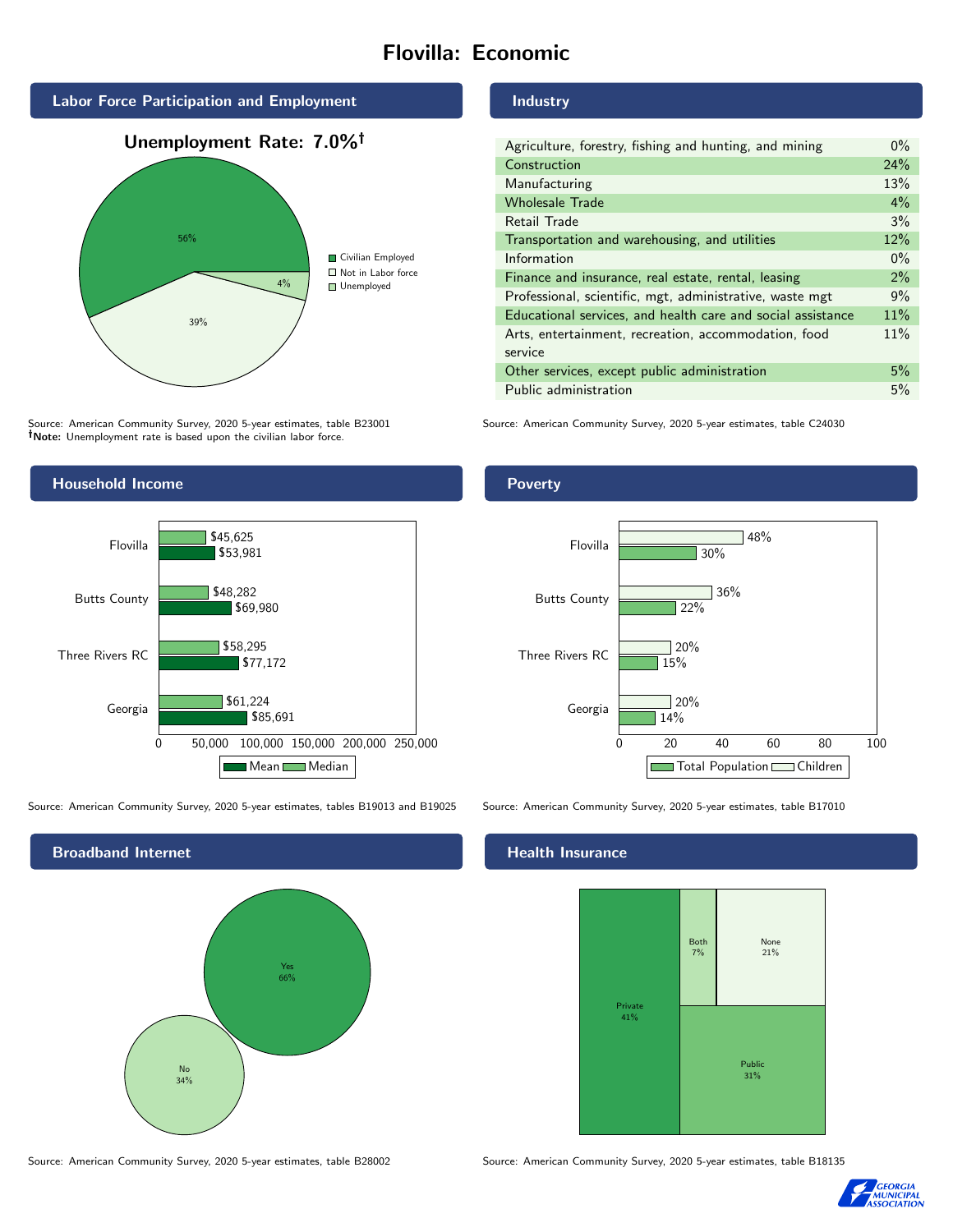# Flovilla: Economic

## Labor Force Participation and Employment

**Unemployment Rate: 7.0%†**

| Category | Percent |
|---|---|
| Civilian Employed | 56% |
| Not in Labor force | 39% |
| Unemployed | 4% |

Source: American Community Survey, 2020 5-year estimates, table B23001
**†Note:** Unemployment rate is based upon the civilian labor force.

## Industry

| Industry | Percent |
|---|---|
| Agriculture, forestry, fishing and hunting, and mining | 0% |
| Construction | 24% |
| Manufacturing | 13% |
| Wholesale Trade | 4% |
| Retail Trade | 3% |
| Transportation and warehousing, and utilities | 12% |
| Information | 0% |
| Finance and insurance, real estate, rental, leasing | 2% |
| Professional, scientific, mgt, administrative, waste mgt | 9% |
| Educational services, and health care and social assistance | 11% |
| Arts, entertainment, recreation, accommodation, food service | 11% |
| Other services, except public administration | 5% |
| Public administration | 5% |

Source: American Community Survey, 2020 5-year estimates, table C24030

## Household Income

| | Median | Mean |
|---|---|---|
| Flovilla | $45,625 | $53,981 |
| Butts County | $48,282 | $69,980 |
| Three Rivers RC | $58,295 | $77,172 |
| Georgia | $61,224 | $85,691 |

Source: American Community Survey, 2020 5-year estimates, tables B19013 and B19025

## Poverty

| | Children | Total Population |
|---|---|---|
| Flovilla | 48% | 30% |
| Butts County | 36% | 22% |
| Three Rivers RC | 20% | 15% |
| Georgia | 20% | 14% |

Source: American Community Survey, 2020 5-year estimates, table B17010

## Broadband Internet

| Response | Percent |
|---|---|
| Yes | 66% |
| No | 34% |

Source: American Community Survey, 2020 5-year estimates, table B28002

## Health Insurance

| Type | Percent |
|---|---|
| Private | 41% |
| Public | 31% |
| Both | 7% |
| None | 21% |

Source: American Community Survey, 2020 5-year estimates, table B18135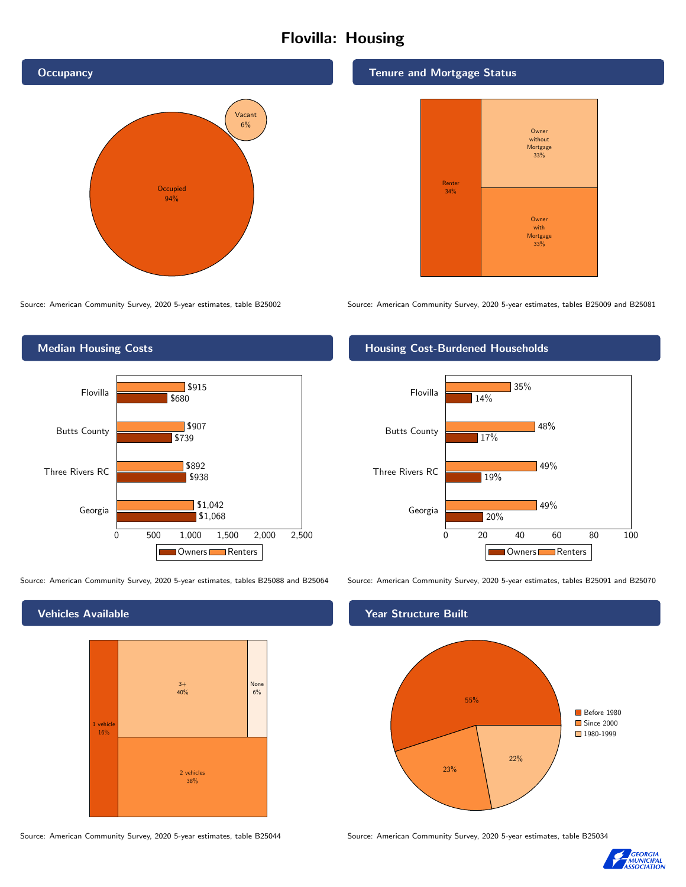# Flovilla: Housing

## Occupancy

Vacant
6%

Occupied
94%

Source: American Community Survey, 2020 5-year estimates, table B25002

## Tenure and Mortgage Status

Renter
34%

Owner
without
Mortgage
33%

Owner
with
Mortgage
33%

Source: American Community Survey, 2020 5-year estimates, tables B25009 and B25081

## Median Housing Costs

Flovilla
$915
$680

Butts County
$907
$739

Three Rivers RC
$892
$938

Georgia
$1,042
$1,068

0 500 1,000 1,500 2,000 2,500

Owners Renters

Source: American Community Survey, 2020 5-year estimates, tables B25088 and B25064

## Housing Cost-Burdened Households

Flovilla
35%
14%

Butts County
48%
17%

Three Rivers RC
49%
19%

Georgia
49%
20%

0 20 40 60 80 100

Owners Renters

Source: American Community Survey, 2020 5-year estimates, tables B25091 and B25070

## Vehicles Available

1 vehicle
16%

3+
40%

None
6%

2 vehicles
38%

Source: American Community Survey, 2020 5-year estimates, table B25044

## Year Structure Built

55%

23%

22%

Before 1980
Since 2000
1980-1999

Source: American Community Survey, 2020 5-year estimates, table B25034

GEORGIA MUNICIPAL ASSOCIATION